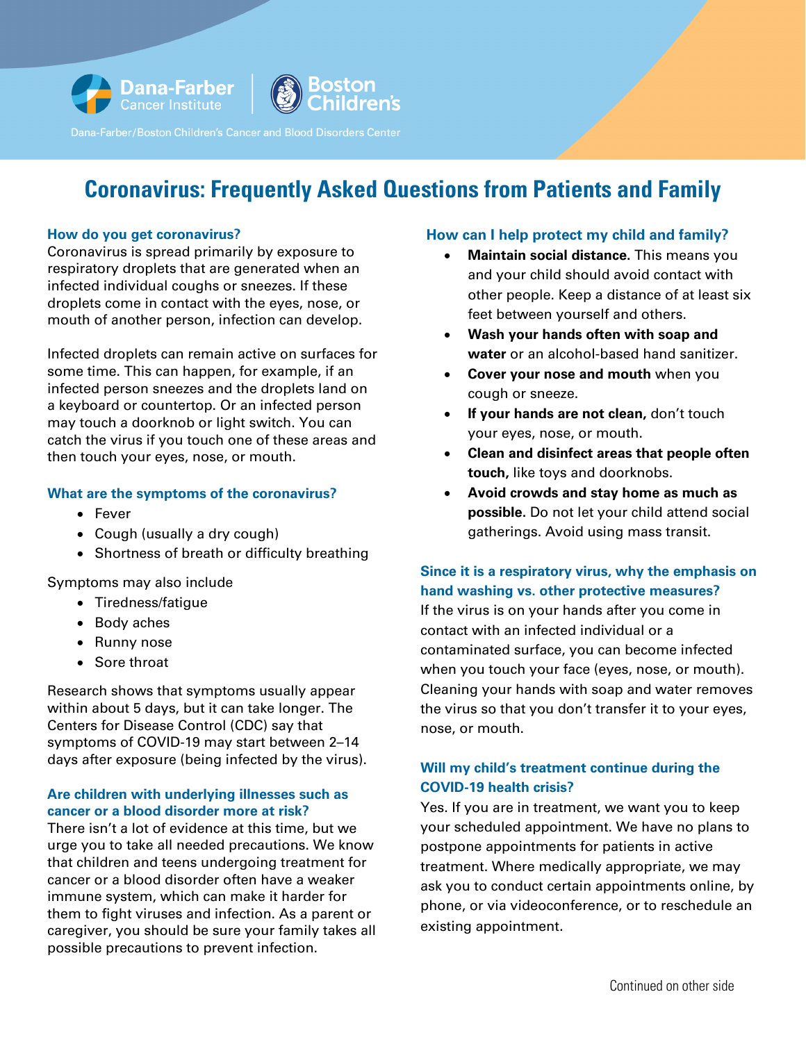Dana-Farber Cancer Institute | Boston Children's

Dana-Farber/Boston Children's Cancer and Blood Disorders Center

# Coronavirus: Frequently Asked Questions from Patients and Family

### How do you get coronavirus?

Coronavirus is spread primarily by exposure to respiratory droplets that are generated when an infected individual coughs or sneezes. If these droplets come in contact with the eyes, nose, or mouth of another person, infection can develop.

Infected droplets can remain active on surfaces for some time. This can happen, for example, if an infected person sneezes and the droplets land on a keyboard or countertop. Or an infected person may touch a doorknob or light switch. You can catch the virus if you touch one of these areas and then touch your eyes, nose, or mouth.

### What are the symptoms of the coronavirus?

- Fever
- Cough (usually a dry cough)
- Shortness of breath or difficulty breathing

Symptoms may also include

- Tiredness/fatigue
- Body aches
- Runny nose
- Sore throat

Research shows that symptoms usually appear within about 5 days, but it can take longer. The Centers for Disease Control (CDC) say that symptoms of COVID-19 may start between 2–14 days after exposure (being infected by the virus).

### Are children with underlying illnesses such as cancer or a blood disorder more at risk?

There isn't a lot of evidence at this time, but we urge you to take all needed precautions. We know that children and teens undergoing treatment for cancer or a blood disorder often have a weaker immune system, which can make it harder for them to fight viruses and infection. As a parent or caregiver, you should be sure your family takes all possible precautions to prevent infection.

### How can I help protect my child and family?

- **Maintain social distance.** This means you and your child should avoid contact with other people. Keep a distance of at least six feet between yourself and others.
- **Wash your hands often with soap and water** or an alcohol-based hand sanitizer.
- **Cover your nose and mouth** when you cough or sneeze.
- **If your hands are not clean,** don't touch your eyes, nose, or mouth.
- **Clean and disinfect areas that people often touch,** like toys and doorknobs.
- **Avoid crowds and stay home as much as possible.** Do not let your child attend social gatherings. Avoid using mass transit.

### Since it is a respiratory virus, why the emphasis on hand washing vs. other protective measures?

If the virus is on your hands after you come in contact with an infected individual or a contaminated surface, you can become infected when you touch your face (eyes, nose, or mouth). Cleaning your hands with soap and water removes the virus so that you don't transfer it to your eyes, nose, or mouth.

### Will my child's treatment continue during the COVID-19 health crisis?

Yes. If you are in treatment, we want you to keep your scheduled appointment. We have no plans to postpone appointments for patients in active treatment. Where medically appropriate, we may ask you to conduct certain appointments online, by phone, or via videoconference, or to reschedule an existing appointment.

Continued on other side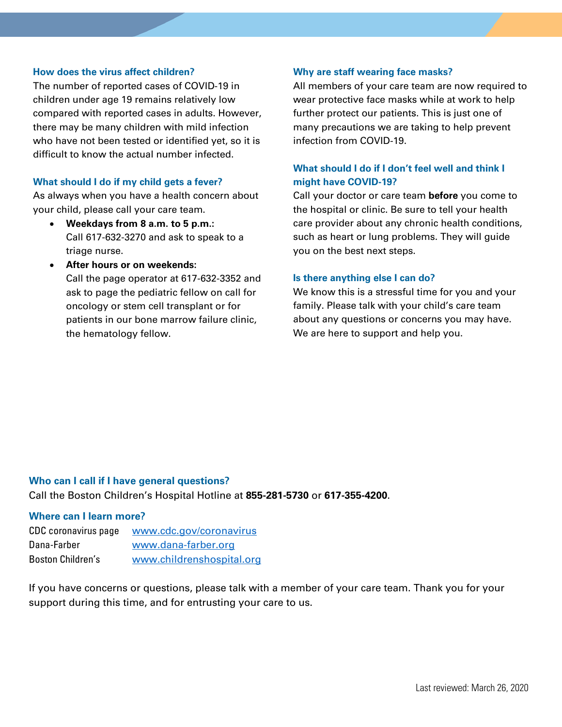### How does the virus affect children?

The number of reported cases of COVID-19 in children under age 19 remains relatively low compared with reported cases in adults. However, there may be many children with mild infection who have not been tested or identified yet, so it is difficult to know the actual number infected.

### What should I do if my child gets a fever?

As always when you have a health concern about your child, please call your care team.

- **Weekdays from 8 a.m. to 5 p.m.:** Call 617-632-3270 and ask to speak to a triage nurse.
- **After hours or on weekends:** Call the page operator at 617-632-3352 and ask to page the pediatric fellow on call for oncology or stem cell transplant or for patients in our bone marrow failure clinic, the hematology fellow.

### Why are staff wearing face masks?

All members of your care team are now required to wear protective face masks while at work to help further protect our patients. This is just one of many precautions we are taking to help prevent infection from COVID-19.

### What should I do if I don't feel well and think I might have COVID-19?

Call your doctor or care team **before** you come to the hospital or clinic. Be sure to tell your health care provider about any chronic health conditions, such as heart or lung problems. They will guide you on the best next steps.

### Is there anything else I can do?

We know this is a stressful time for you and your family. Please talk with your child's care team about any questions or concerns you may have. We are here to support and help you.

### Who can I call if I have general questions?

Call the Boston Children's Hospital Hotline at **855-281-5730** or **617-355-4200**.

### Where can I learn more?

| | |
|---|---|
| CDC coronavirus page | www.cdc.gov/coronavirus |
| Dana-Farber | www.dana-farber.org |
| Boston Children's | www.childrenshospital.org |

If you have concerns or questions, please talk with a member of your care team. Thank you for your support during this time, and for entrusting your care to us.

Last reviewed: March 26, 2020